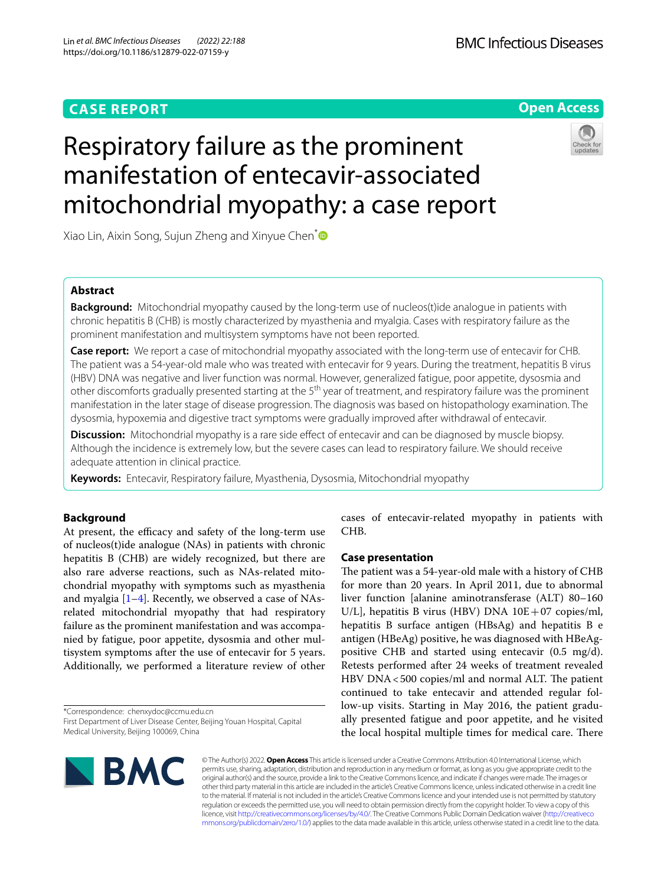CASE REPORT

Open Access

# Respiratory failure as the prominent manifestation of entecavir-associated mitochondrial myopathy: a case report

Xiao Lin, Aixin Song, Sujun Zheng and Xinyue Chen*

## Abstract

**Background:** Mitochondrial myopathy caused by the long-term use of nucleos(t)ide analogue in patients with chronic hepatitis B (CHB) is mostly characterized by myasthenia and myalgia. Cases with respiratory failure as the prominent manifestation and multisystem symptoms have not been reported.

**Case report:** We report a case of mitochondrial myopathy associated with the long-term use of entecavir for CHB. The patient was a 54-year-old male who was treated with entecavir for 9 years. During the treatment, hepatitis B virus (HBV) DNA was negative and liver function was normal. However, generalized fatigue, poor appetite, dysosmia and other discomforts gradually presented starting at the 5th year of treatment, and respiratory failure was the prominent manifestation in the later stage of disease progression. The diagnosis was based on histopathology examination. The dysosmia, hypoxemia and digestive tract symptoms were gradually improved after withdrawal of entecavir.

**Discussion:** Mitochondrial myopathy is a rare side effect of entecavir and can be diagnosed by muscle biopsy. Although the incidence is extremely low, but the severe cases can lead to respiratory failure. We should receive adequate attention in clinical practice.

**Keywords:** Entecavir, Respiratory failure, Myasthenia, Dysosmia, Mitochondrial myopathy

## Background

At present, the efficacy and safety of the long-term use of nucleos(t)ide analogue (NAs) in patients with chronic hepatitis B (CHB) are widely recognized, but there are also rare adverse reactions, such as NAs-related mitochondrial myopathy with symptoms such as myasthenia and myalgia [1–4]. Recently, we observed a case of NAs-related mitochondrial myopathy that had respiratory failure as the prominent manifestation and was accompanied by fatigue, poor appetite, dysosmia and other multisystem symptoms after the use of entecavir for 5 years. Additionally, we performed a literature review of other cases of entecavir-related myopathy in patients with CHB.

## Case presentation

The patient was a 54-year-old male with a history of CHB for more than 20 years. In April 2011, due to abnormal liver function [alanine aminotransferase (ALT) 80–160 U/L], hepatitis B virus (HBV) DNA 10E+07 copies/ml, hepatitis B surface antigen (HBsAg) and hepatitis B e antigen (HBeAg) positive, he was diagnosed with HBeAg-positive CHB and started using entecavir (0.5 mg/d). Retests performed after 24 weeks of treatment revealed HBV DNA < 500 copies/ml and normal ALT. The patient continued to take entecavir and attended regular follow-up visits. Starting in May 2016, the patient gradually presented fatigue and poor appetite, and he visited the local hospital multiple times for medical care. There

*Correspondence: chenxydoc@ccmu.edu.cn
First Department of Liver Disease Center, Beijing Youan Hospital, Capital Medical University, Beijing 100069, China

© The Author(s) 2022. **Open Access** This article is licensed under a Creative Commons Attribution 4.0 International License, which permits use, sharing, adaptation, distribution and reproduction in any medium or format, as long as you give appropriate credit to the original author(s) and the source, provide a link to the Creative Commons licence, and indicate if changes were made. The images or other third party material in this article are included in the article's Creative Commons licence, unless indicated otherwise in a credit line to the material. If material is not included in the article's Creative Commons licence and your intended use is not permitted by statutory regulation or exceeds the permitted use, you will need to obtain permission directly from the copyright holder. To view a copy of this licence, visit http://creativecommons.org/licenses/by/4.0/. The Creative Commons Public Domain Dedication waiver (http://creativecommons.org/publicdomain/zero/1.0/) applies to the data made available in this article, unless otherwise stated in a credit line to the data.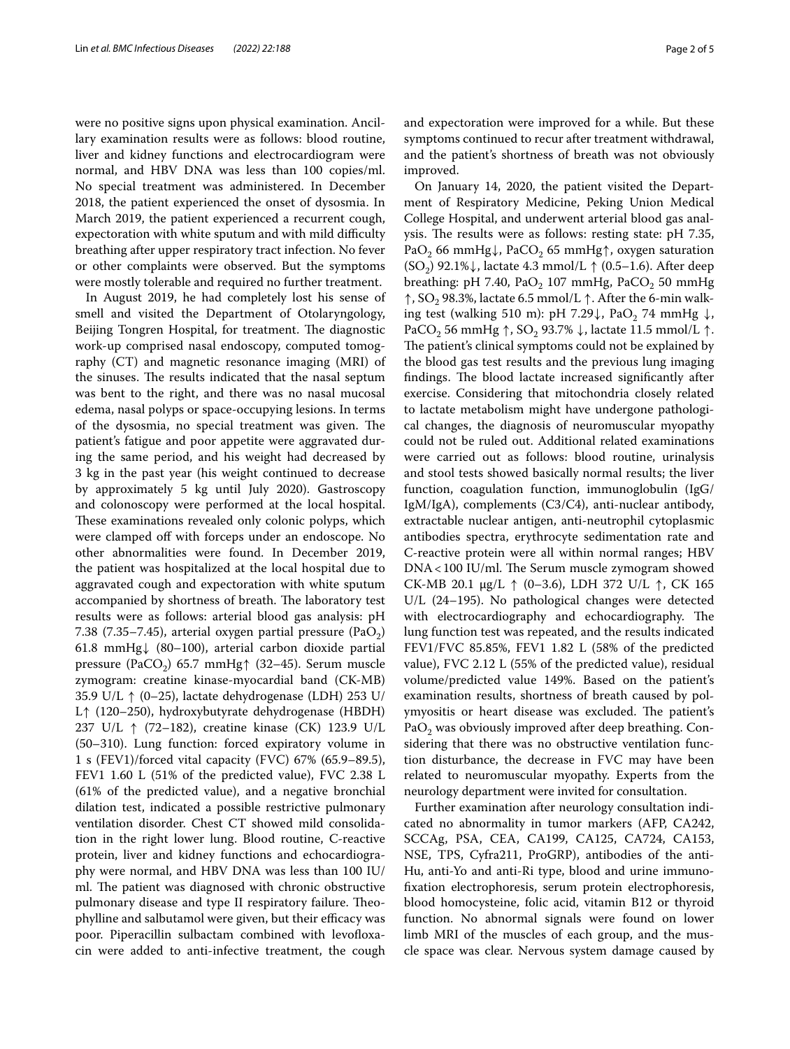were no positive signs upon physical examination. Ancillary examination results were as follows: blood routine, liver and kidney functions and electrocardiogram were normal, and HBV DNA was less than 100 copies/ml. No special treatment was administered. In December 2018, the patient experienced the onset of dysosmia. In March 2019, the patient experienced a recurrent cough, expectoration with white sputum and with mild difficulty breathing after upper respiratory tract infection. No fever or other complaints were observed. But the symptoms were mostly tolerable and required no further treatment.

In August 2019, he had completely lost his sense of smell and visited the Department of Otolaryngology, Beijing Tongren Hospital, for treatment. The diagnostic work-up comprised nasal endoscopy, computed tomography (CT) and magnetic resonance imaging (MRI) of the sinuses. The results indicated that the nasal septum was bent to the right, and there was no nasal mucosal edema, nasal polyps or space-occupying lesions. In terms of the dysosmia, no special treatment was given. The patient's fatigue and poor appetite were aggravated during the same period, and his weight had decreased by 3 kg in the past year (his weight continued to decrease by approximately 5 kg until July 2020). Gastroscopy and colonoscopy were performed at the local hospital. These examinations revealed only colonic polyps, which were clamped off with forceps under an endoscope. No other abnormalities were found. In December 2019, the patient was hospitalized at the local hospital due to aggravated cough and expectoration with white sputum accompanied by shortness of breath. The laboratory test results were as follows: arterial blood gas analysis: pH 7.38 (7.35–7.45), arterial oxygen partial pressure ($PaO_2$) 61.8 mmHg↓ (80–100), arterial carbon dioxide partial pressure ($PaCO_2$) 65.7 mmHg↑ (32–45). Serum muscle zymogram: creatine kinase-myocardial band (CK-MB) 35.9 U/L ↑ (0–25), lactate dehydrogenase (LDH) 253 U/L↑ (120–250), hydroxybutyrate dehydrogenase (HBDH) 237 U/L ↑ (72–182), creatine kinase (CK) 123.9 U/L (50–310). Lung function: forced expiratory volume in 1 s (FEV1)/forced vital capacity (FVC) 67% (65.9–89.5), FEV1 1.60 L (51% of the predicted value), FVC 2.38 L (61% of the predicted value), and a negative bronchial dilation test, indicated a possible restrictive pulmonary ventilation disorder. Chest CT showed mild consolidation in the right lower lung. Blood routine, C-reactive protein, liver and kidney functions and echocardiography were normal, and HBV DNA was less than 100 IU/ml. The patient was diagnosed with chronic obstructive pulmonary disease and type II respiratory failure. Theophylline and salbutamol were given, but their efficacy was poor. Piperacillin sulbactam combined with levofloxacin were added to anti-infective treatment, the cough and expectoration were improved for a while. But these symptoms continued to recur after treatment withdrawal, and the patient's shortness of breath was not obviously improved.

On January 14, 2020, the patient visited the Department of Respiratory Medicine, Peking Union Medical College Hospital, and underwent arterial blood gas analysis. The results were as follows: resting state: pH 7.35, $PaO_2$ 66 mmHg↓, $PaCO_2$ 65 mmHg↑, oxygen saturation ($SO_2$) 92.1%↓, lactate 4.3 mmol/L ↑ (0.5–1.6). After deep breathing: pH 7.40, $PaO_2$ 107 mmHg, $PaCO_2$ 50 mmHg ↑, $SO_2$ 98.3%, lactate 6.5 mmol/L ↑. After the 6-min walking test (walking 510 m): pH 7.29↓, $PaO_2$ 74 mmHg ↓, $PaCO_2$ 56 mmHg ↑, $SO_2$ 93.7% ↓, lactate 11.5 mmol/L ↑. The patient's clinical symptoms could not be explained by the blood gas test results and the previous lung imaging findings. The blood lactate increased significantly after exercise. Considering that mitochondria closely related to lactate metabolism might have undergone pathological changes, the diagnosis of neuromuscular myopathy could not be ruled out. Additional related examinations were carried out as follows: blood routine, urinalysis and stool tests showed basically normal results; the liver function, coagulation function, immunoglobulin (IgG/IgM/IgA), complements (C3/C4), anti-nuclear antibody, extractable nuclear antigen, anti-neutrophil cytoplasmic antibodies spectra, erythrocyte sedimentation rate and C-reactive protein were all within normal ranges; HBV DNA < 100 IU/ml. The Serum muscle zymogram showed CK-MB 20.1 μg/L ↑ (0–3.6), LDH 372 U/L ↑, CK 165 U/L (24–195). No pathological changes were detected with electrocardiography and echocardiography. The lung function test was repeated, and the results indicated FEV1/FVC 85.85%, FEV1 1.82 L (58% of the predicted value), FVC 2.12 L (55% of the predicted value), residual volume/predicted value 149%. Based on the patient's examination results, shortness of breath caused by polymyositis or heart disease was excluded. The patient's $PaO_2$ was obviously improved after deep breathing. Considering that there was no obstructive ventilation function disturbance, the decrease in FVC may have been related to neuromuscular myopathy. Experts from the neurology department were invited for consultation.

Further examination after neurology consultation indicated no abnormality in tumor markers (AFP, CA242, SCCAg, PSA, CEA, CA199, CA125, CA724, CA153, NSE, TPS, Cyfra211, ProGRP), antibodies of the anti-Hu, anti-Yo and anti-Ri type, blood and urine immunofixation electrophoresis, serum protein electrophoresis, blood homocysteine, folic acid, vitamin B12 or thyroid function. No abnormal signals were found on lower limb MRI of the muscles of each group, and the muscle space was clear. Nervous system damage caused by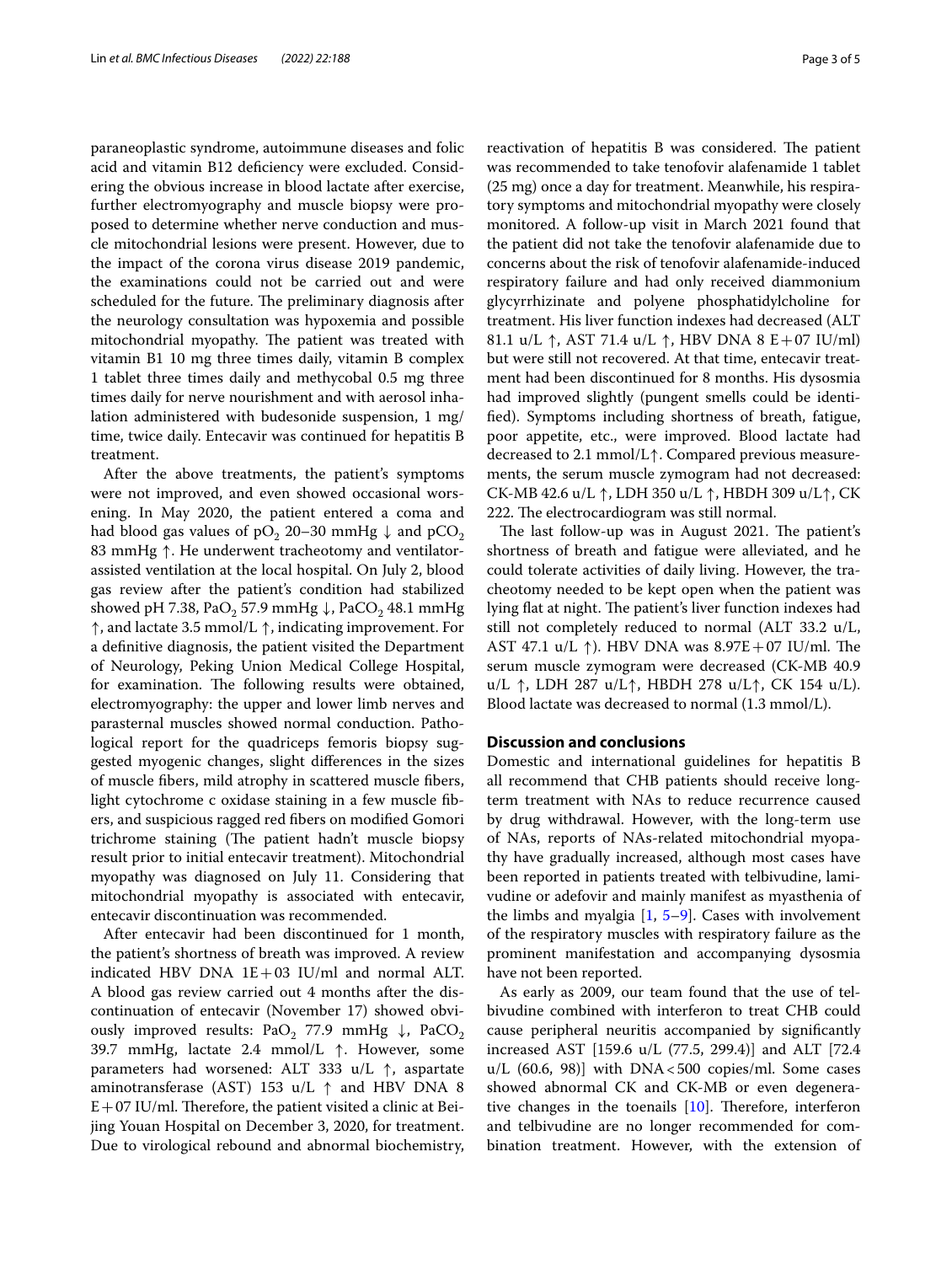paraneoplastic syndrome, autoimmune diseases and folic acid and vitamin B12 deficiency were excluded. Considering the obvious increase in blood lactate after exercise, further electromyography and muscle biopsy were proposed to determine whether nerve conduction and muscle mitochondrial lesions were present. However, due to the impact of the corona virus disease 2019 pandemic, the examinations could not be carried out and were scheduled for the future. The preliminary diagnosis after the neurology consultation was hypoxemia and possible mitochondrial myopathy. The patient was treated with vitamin B1 10 mg three times daily, vitamin B complex 1 tablet three times daily and methycobal 0.5 mg three times daily for nerve nourishment and with aerosol inhalation administered with budesonide suspension, 1 mg/time, twice daily. Entecavir was continued for hepatitis B treatment.

After the above treatments, the patient's symptoms were not improved, and even showed occasional worsening. In May 2020, the patient entered a coma and had blood gas values of $pO_2$ 20–30 mmHg ↓ and $pCO_2$ 83 mmHg ↑. He underwent tracheotomy and ventilator-assisted ventilation at the local hospital. On July 2, blood gas review after the patient's condition had stabilized showed pH 7.38, $PaO_2$ 57.9 mmHg ↓, $PaCO_2$ 48.1 mmHg ↑, and lactate 3.5 mmol/L ↑, indicating improvement. For a definitive diagnosis, the patient visited the Department of Neurology, Peking Union Medical College Hospital, for examination. The following results were obtained, electromyography: the upper and lower limb nerves and parasternal muscles showed normal conduction. Pathological report for the quadriceps femoris biopsy suggested myogenic changes, slight differences in the sizes of muscle fibers, mild atrophy in scattered muscle fibers, light cytochrome c oxidase staining in a few muscle fibers, and suspicious ragged red fibers on modified Gomori trichrome staining (The patient hadn't muscle biopsy result prior to initial entecavir treatment). Mitochondrial myopathy was diagnosed on July 11. Considering that mitochondrial myopathy is associated with entecavir, entecavir discontinuation was recommended.

After entecavir had been discontinued for 1 month, the patient's shortness of breath was improved. A review indicated HBV DNA 1E+03 IU/ml and normal ALT. A blood gas review carried out 4 months after the discontinuation of entecavir (November 17) showed obviously improved results: $PaO_2$ 77.9 mmHg ↓, $PaCO_2$ 39.7 mmHg, lactate 2.4 mmol/L ↑. However, some parameters had worsened: ALT 333 u/L ↑, aspartate aminotransferase (AST) 153 u/L ↑ and HBV DNA 8 E+07 IU/ml. Therefore, the patient visited a clinic at Beijing Youan Hospital on December 3, 2020, for treatment. Due to virological rebound and abnormal biochemistry, reactivation of hepatitis B was considered. The patient was recommended to take tenofovir alafenamide 1 tablet (25 mg) once a day for treatment. Meanwhile, his respiratory symptoms and mitochondrial myopathy were closely monitored. A follow-up visit in March 2021 found that the patient did not take the tenofovir alafenamide due to concerns about the risk of tenofovir alafenamide-induced respiratory failure and had only received diammonium glycyrrhizinate and polyene phosphatidylcholine for treatment. His liver function indexes had decreased (ALT 81.1 u/L ↑, AST 71.4 u/L ↑, HBV DNA 8 E+07 IU/ml) but were still not recovered. At that time, entecavir treatment had been discontinued for 8 months. His dysosmia had improved slightly (pungent smells could be identified). Symptoms including shortness of breath, fatigue, poor appetite, etc., were improved. Blood lactate had decreased to 2.1 mmol/L↑. Compared previous measurements, the serum muscle zymogram had not decreased: CK-MB 42.6 u/L ↑, LDH 350 u/L ↑, HBDH 309 u/L↑, CK 222. The electrocardiogram was still normal.

The last follow-up was in August 2021. The patient's shortness of breath and fatigue were alleviated, and he could tolerate activities of daily living. However, the tracheotomy needed to be kept open when the patient was lying flat at night. The patient's liver function indexes had still not completely reduced to normal (ALT 33.2 u/L, AST 47.1 u/L ↑). HBV DNA was 8.97E+07 IU/ml. The serum muscle zymogram were decreased (CK-MB 40.9 u/L ↑, LDH 287 u/L↑, HBDH 278 u/L↑, CK 154 u/L). Blood lactate was decreased to normal (1.3 mmol/L).

## Discussion and conclusions

Domestic and international guidelines for hepatitis B all recommend that CHB patients should receive long-term treatment with NAs to reduce recurrence caused by drug withdrawal. However, with the long-term use of NAs, reports of NAs-related mitochondrial myopathy have gradually increased, although most cases have been reported in patients treated with telbivudine, lamivudine or adefovir and mainly manifest as myasthenia of the limbs and myalgia [1, 5–9]. Cases with involvement of the respiratory muscles with respiratory failure as the prominent manifestation and accompanying dysosmia have not been reported.

As early as 2009, our team found that the use of telbivudine combined with interferon to treat CHB could cause peripheral neuritis accompanied by significantly increased AST [159.6 u/L (77.5, 299.4)] and ALT [72.4 u/L (60.6, 98)] with DNA<500 copies/ml. Some cases showed abnormal CK and CK-MB or even degenerative changes in the toenails [10]. Therefore, interferon and telbivudine are no longer recommended for combination treatment. However, with the extension of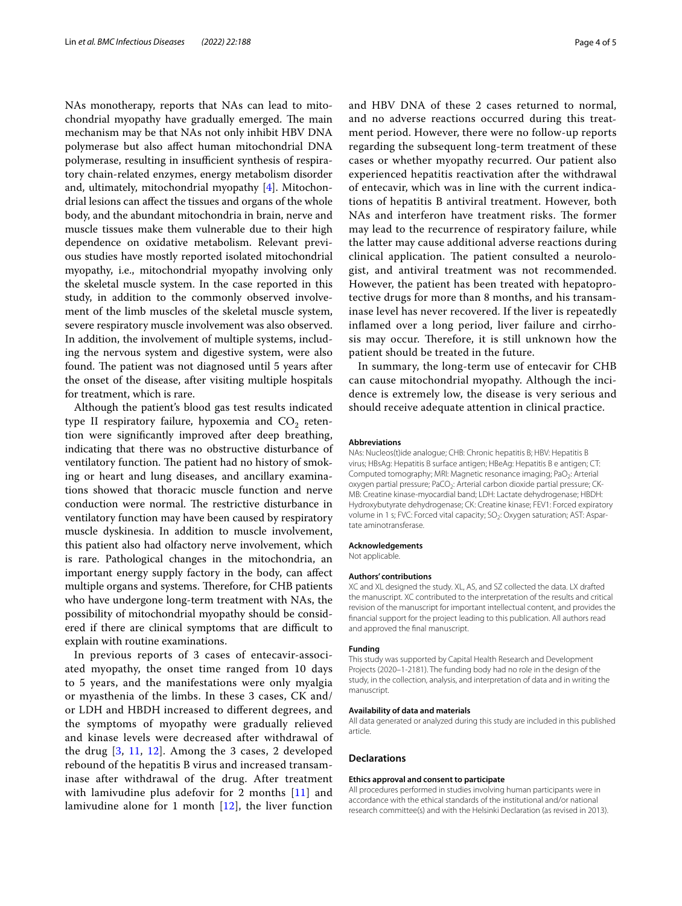NAs monotherapy, reports that NAs can lead to mitochondrial myopathy have gradually emerged. The main mechanism may be that NAs not only inhibit HBV DNA polymerase but also affect human mitochondrial DNA polymerase, resulting in insufficient synthesis of respiratory chain-related enzymes, energy metabolism disorder and, ultimately, mitochondrial myopathy [4]. Mitochondrial lesions can affect the tissues and organs of the whole body, and the abundant mitochondria in brain, nerve and muscle tissues make them vulnerable due to their high dependence on oxidative metabolism. Relevant previous studies have mostly reported isolated mitochondrial myopathy, i.e., mitochondrial myopathy involving only the skeletal muscle system. In the case reported in this study, in addition to the commonly observed involvement of the limb muscles of the skeletal muscle system, severe respiratory muscle involvement was also observed. In addition, the involvement of multiple systems, including the nervous system and digestive system, were also found. The patient was not diagnosed until 5 years after the onset of the disease, after visiting multiple hospitals for treatment, which is rare.

Although the patient's blood gas test results indicated type II respiratory failure, hypoxemia and $CO_2$ retention were significantly improved after deep breathing, indicating that there was no obstructive disturbance of ventilatory function. The patient had no history of smoking or heart and lung diseases, and ancillary examinations showed that thoracic muscle function and nerve conduction were normal. The restrictive disturbance in ventilatory function may have been caused by respiratory muscle dyskinesia. In addition to muscle involvement, this patient also had olfactory nerve involvement, which is rare. Pathological changes in the mitochondria, an important energy supply factory in the body, can affect multiple organs and systems. Therefore, for CHB patients who have undergone long-term treatment with NAs, the possibility of mitochondrial myopathy should be considered if there are clinical symptoms that are difficult to explain with routine examinations.

In previous reports of 3 cases of entecavir-associated myopathy, the onset time ranged from 10 days to 5 years, and the manifestations were only myalgia or myasthenia of the limbs. In these 3 cases, CK and/or LDH and HBDH increased to different degrees, and the symptoms of myopathy were gradually relieved and kinase levels were decreased after withdrawal of the drug [3, 11, 12]. Among the 3 cases, 2 developed rebound of the hepatitis B virus and increased transaminase after withdrawal of the drug. After treatment with lamivudine plus adefovir for 2 months [11] and lamivudine alone for 1 month [12], the liver function and HBV DNA of these 2 cases returned to normal, and no adverse reactions occurred during this treatment period. However, there were no follow-up reports regarding the subsequent long-term treatment of these cases or whether myopathy recurred. Our patient also experienced hepatitis reactivation after the withdrawal of entecavir, which was in line with the current indications of hepatitis B antiviral treatment. However, both NAs and interferon have treatment risks. The former may lead to the recurrence of respiratory failure, while the latter may cause additional adverse reactions during clinical application. The patient consulted a neurologist, and antiviral treatment was not recommended. However, the patient has been treated with hepatoprotective drugs for more than 8 months, and his transaminase level has never recovered. If the liver is repeatedly inflamed over a long period, liver failure and cirrhosis may occur. Therefore, it is still unknown how the patient should be treated in the future.

In summary, the long-term use of entecavir for CHB can cause mitochondrial myopathy. Although the incidence is extremely low, the disease is very serious and should receive adequate attention in clinical practice.

#### Abbreviations

NAs: Nucleos(t)ide analogue; CHB: Chronic hepatitis B; HBV: Hepatitis B virus; HBsAg: Hepatitis B surface antigen; HBeAg: Hepatitis B e antigen; CT: Computed tomography; MRI: Magnetic resonance imaging; $PaO_2$: Arterial oxygen partial pressure; $PaCO_2$: Arterial carbon dioxide partial pressure; CK-MB: Creatine kinase-myocardial band; LDH: Lactate dehydrogenase; HBDH: Hydroxybutyrate dehydrogenase; CK: Creatine kinase; FEV1: Forced expiratory volume in 1 s; FVC: Forced vital capacity; $SO_2$: Oxygen saturation; AST: Aspartate aminotransferase.

#### Acknowledgements

Not applicable.

#### Authors' contributions

XC and XL designed the study. XL, AS, and SZ collected the data. LX drafted the manuscript. XC contributed to the interpretation of the results and critical revision of the manuscript for important intellectual content, and provides the financial support for the project leading to this publication. All authors read and approved the final manuscript.

#### Funding

This study was supported by Capital Health Research and Development Projects (2020–1-2181). The funding body had no role in the design of the study, in the collection, analysis, and interpretation of data and in writing the manuscript.

#### Availability of data and materials

All data generated or analyzed during this study are included in this published article.

## Declarations

#### Ethics approval and consent to participate

All procedures performed in studies involving human participants were in accordance with the ethical standards of the institutional and/or national research committee(s) and with the Helsinki Declaration (as revised in 2013).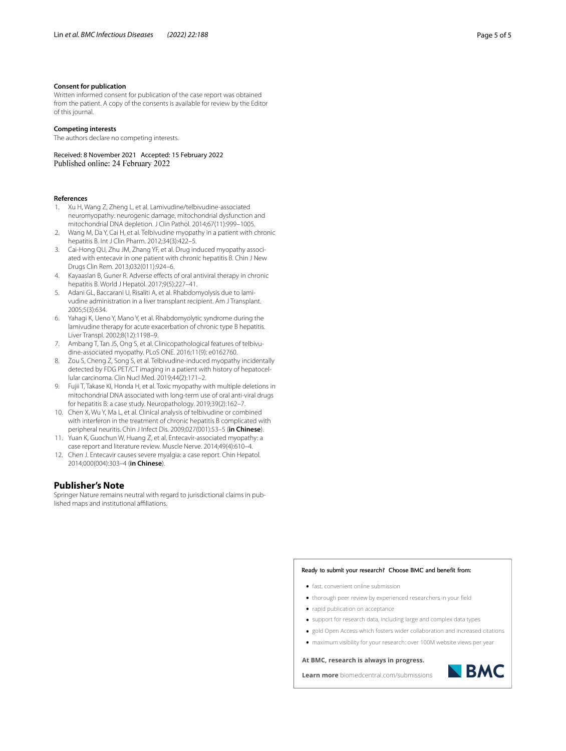### Consent for publication

Written informed consent for publication of the case report was obtained from the patient. A copy of the consents is available for review by the Editor of this journal.

### Competing interests

The authors declare no competing interests.

Received: 8 November 2021 Accepted: 15 February 2022
Published online: 24 February 2022

### References

1. Xu H, Wang Z, Zheng L, et al. Lamivudine/telbivudine-associated neuromyopathy: neurogenic damage, mitochondrial dysfunction and mitochondrial DNA depletion. J Clin Pathol. 2014;67(11):999–1005.
2. Wang M, Da Y, Cai H, et al. Telbivudine myopathy in a patient with chronic hepatitis B. Int J Clin Pharm. 2012;34(3):422–5.
3. Cai-Hong QU, Zhu JM, Zhang YF, et al. Drug induced myopathy associated with entecavir in one patient with chronic hepatitis B. Chin J New Drugs Clin Rem. 2013;032(011):924–6.
4. Kayaaslan B, Guner R. Adverse effects of oral antiviral therapy in chronic hepatitis B. World J Hepatol. 2017;9(5):227–41.
5. Adani GL, Baccarani U, Risaliti A, et al. Rhabdomyolysis due to lamivudine administration in a liver transplant recipient. Am J Transplant. 2005;5(3):634.
6. Yahagi K, Ueno Y, Mano Y, et al. Rhabdomyolytic syndrome during the lamivudine therapy for acute exacerbation of chronic type B hepatitis. Liver Transpl. 2002;8(12):1198–9.
7. Ambang T, Tan JS, Ong S, et al. Clinicopathological features of telbivudine-associated myopathy. PLoS ONE. 2016;11(9): e0162760.
8. Zou S, Cheng Z, Song S, et al. Telbivudine-induced myopathy incidentally detected by FDG PET/CT imaging in a patient with history of hepatocellular carcinoma. Clin Nucl Med. 2019;44(2):171–2.
9. Fujii T, Takase KI, Honda H, et al. Toxic myopathy with multiple deletions in mitochondrial DNA associated with long-term use of oral anti-viral drugs for hepatitis B: a case study. Neuropathology. 2019;39(2):162–7.
10. Chen X, Wu Y, Ma L, et al. Clinical analysis of telbivudine or combined with interferon in the treatment of chronic hepatitis B complicated with peripheral neuritis. Chin J Infect Dis. 2009;027(001):53–5 (**in Chinese**).
11. Yuan K, Guochun W, Huang Z, et al. Entecavir-associated myopathy: a case report and literature review. Muscle Nerve. 2014;49(4):610–4.
12. Chen J. Entecavir causes severe myalgia: a case report. Chin Hepatol. 2014;000(004):303–4 (**in Chinese**).

## Publisher's Note

Springer Nature remains neutral with regard to jurisdictional claims in published maps and institutional affiliations.

Ready to submit your research? Choose BMC and benefit from:

- fast, convenient online submission
- thorough peer review by experienced researchers in your field
- rapid publication on acceptance
- support for research data, including large and complex data types
- gold Open Access which fosters wider collaboration and increased citations
- maximum visibility for your research: over 100M website views per year

**At BMC, research is always in progress.**

**Learn more** biomedcentral.com/submissions

BMC